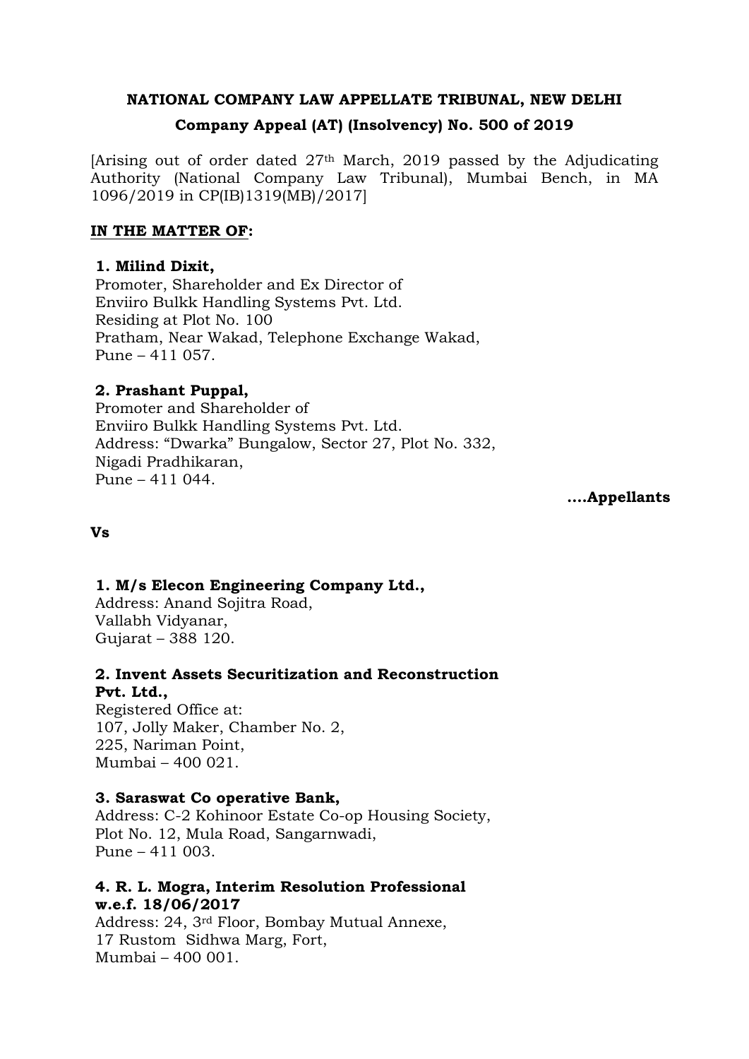**NATIONAL COMPANY LAW APPELLATE TRIBUNAL, NEW DELHI**

**Company Appeal (AT) (Insolvency) No. 500 of 2019**

[Arising out of order dated 27th March, 2019 passed by the Adjudicating Authority (National Company Law Tribunal), Mumbai Bench, in MA 1096/2019 in CP(IB)1319(MB)/2017]

**IN THE MATTER OF:**

**1. Milind Dixit,**
Promoter, Shareholder and Ex Director of
Enviiro Bulkk Handling Systems Pvt. Ltd.
Residing at Plot No. 100
Pratham, Near Wakad, Telephone Exchange Wakad,
Pune – 411 057.

**2. Prashant Puppal,**
Promoter and Shareholder of
Enviiro Bulkk Handling Systems Pvt. Ltd.
Address: "Dwarka" Bungalow, Sector 27, Plot No. 332,
Nigadi Pradhikaran,
Pune – 411 044.

**....Appellants**

**Vs**

**1. M/s Elecon Engineering Company Ltd.,**
Address: Anand Sojitra Road,
Vallabh Vidyanar,
Gujarat – 388 120.

**2. Invent Assets Securitization and Reconstruction Pvt. Ltd.,**
Registered Office at:
107, Jolly Maker, Chamber No. 2,
225, Nariman Point,
Mumbai – 400 021.

**3. Saraswat Co operative Bank,**
Address: C-2 Kohinoor Estate Co-op Housing Society,
Plot No. 12, Mula Road, Sangarnwadi,
Pune – 411 003.

**4. R. L. Mogra, Interim Resolution Professional w.e.f. 18/06/2017**
Address: 24, 3rd Floor, Bombay Mutual Annexe,
17 Rustom Sidhwa Marg, Fort,
Mumbai – 400 001.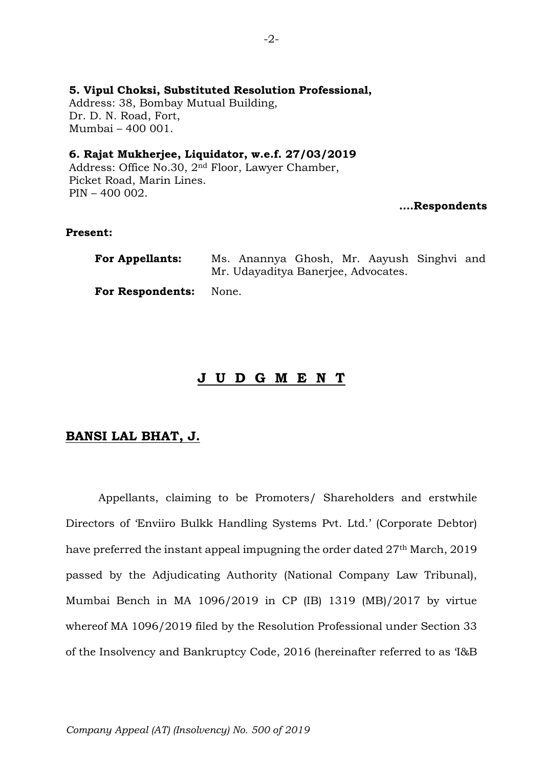**5. Vipul Choksi, Substituted Resolution Professional,**
Address: 38, Bombay Mutual Building,
Dr. D. N. Road, Fort,
Mumbai – 400 001.

**6. Rajat Mukherjee, Liquidator, w.e.f. 27/03/2019**
Address: Office No.30, 2nd Floor, Lawyer Chamber,
Picket Road, Marin Lines.
PIN – 400 002.

**....Respondents**

**Present:**

| | |
|---|---|
| **For Appellants:** | Ms. Anannya Ghosh, Mr. Aayush Singhvi and Mr. Udayaditya Banerjee, Advocates. |
| **For Respondents:** | None. |

## J U D G M E N T

**BANSI LAL BHAT, J.**

Appellants, claiming to be Promoters/ Shareholders and erstwhile Directors of 'Enviiro Bulkk Handling Systems Pvt. Ltd.' (Corporate Debtor) have preferred the instant appeal impugning the order dated 27th March, 2019 passed by the Adjudicating Authority (National Company Law Tribunal), Mumbai Bench in MA 1096/2019 in CP (IB) 1319 (MB)/2017 by virtue whereof MA 1096/2019 filed by the Resolution Professional under Section 33 of the Insolvency and Bankruptcy Code, 2016 (hereinafter referred to as 'I&B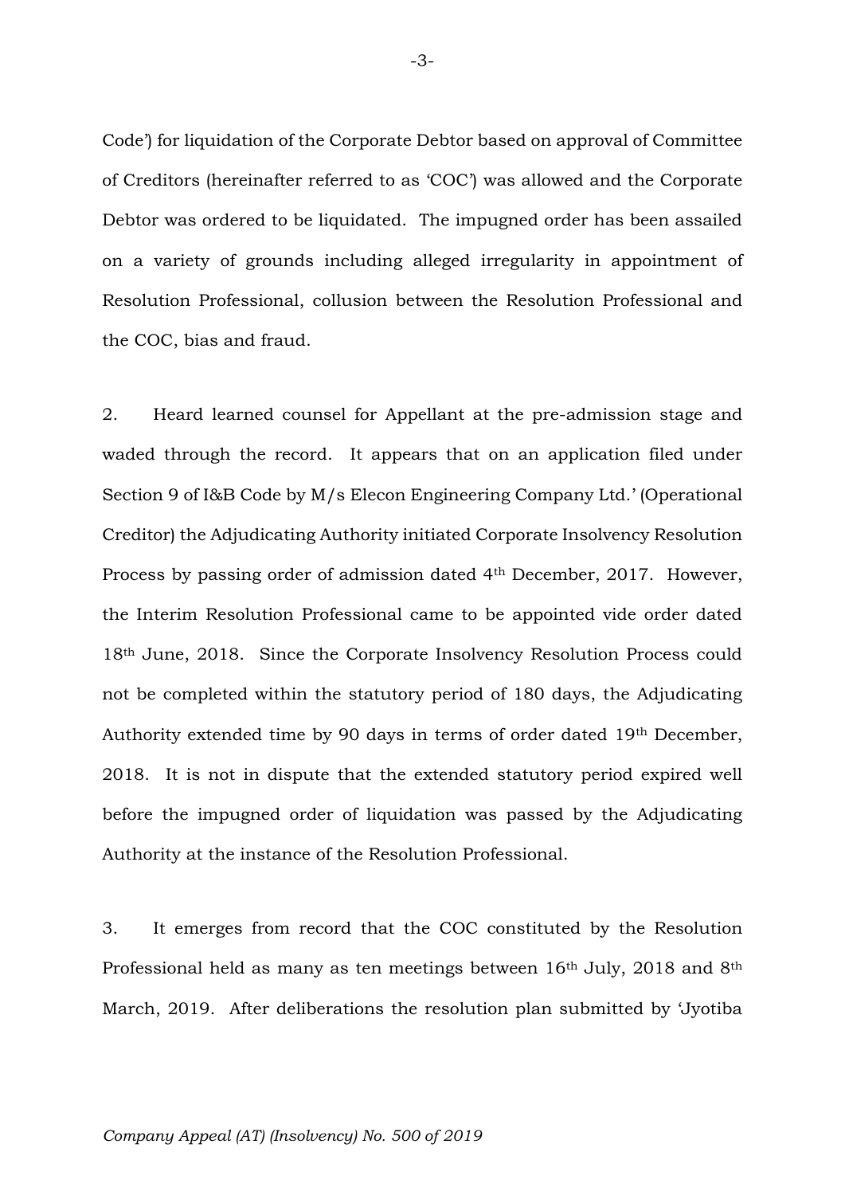Code') for liquidation of the Corporate Debtor based on approval of Committee of Creditors (hereinafter referred to as 'COC') was allowed and the Corporate Debtor was ordered to be liquidated. The impugned order has been assailed on a variety of grounds including alleged irregularity in appointment of Resolution Professional, collusion between the Resolution Professional and the COC, bias and fraud.

2. Heard learned counsel for Appellant at the pre-admission stage and waded through the record. It appears that on an application filed under Section 9 of I&B Code by M/s Elecon Engineering Company Ltd.' (Operational Creditor) the Adjudicating Authority initiated Corporate Insolvency Resolution Process by passing order of admission dated 4th December, 2017. However, the Interim Resolution Professional came to be appointed vide order dated 18th June, 2018. Since the Corporate Insolvency Resolution Process could not be completed within the statutory period of 180 days, the Adjudicating Authority extended time by 90 days in terms of order dated 19th December, 2018. It is not in dispute that the extended statutory period expired well before the impugned order of liquidation was passed by the Adjudicating Authority at the instance of the Resolution Professional.

3. It emerges from record that the COC constituted by the Resolution Professional held as many as ten meetings between 16th July, 2018 and 8th March, 2019. After deliberations the resolution plan submitted by 'Jyotiba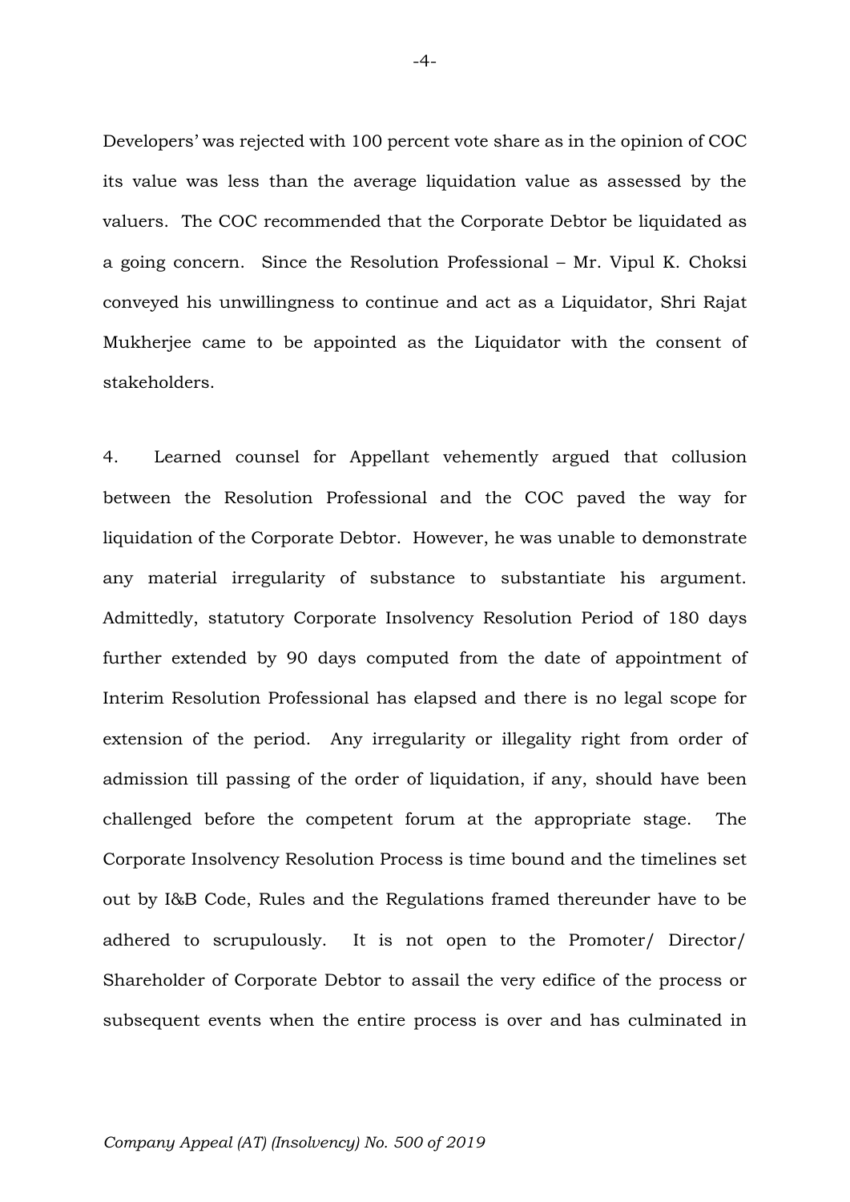Developers' was rejected with 100 percent vote share as in the opinion of COC its value was less than the average liquidation value as assessed by the valuers. The COC recommended that the Corporate Debtor be liquidated as a going concern. Since the Resolution Professional – Mr. Vipul K. Choksi conveyed his unwillingness to continue and act as a Liquidator, Shri Rajat Mukherjee came to be appointed as the Liquidator with the consent of stakeholders.

4. Learned counsel for Appellant vehemently argued that collusion between the Resolution Professional and the COC paved the way for liquidation of the Corporate Debtor. However, he was unable to demonstrate any material irregularity of substance to substantiate his argument. Admittedly, statutory Corporate Insolvency Resolution Period of 180 days further extended by 90 days computed from the date of appointment of Interim Resolution Professional has elapsed and there is no legal scope for extension of the period. Any irregularity or illegality right from order of admission till passing of the order of liquidation, if any, should have been challenged before the competent forum at the appropriate stage. The Corporate Insolvency Resolution Process is time bound and the timelines set out by I&B Code, Rules and the Regulations framed thereunder have to be adhered to scrupulously. It is not open to the Promoter/ Director/ Shareholder of Corporate Debtor to assail the very edifice of the process or subsequent events when the entire process is over and has culminated in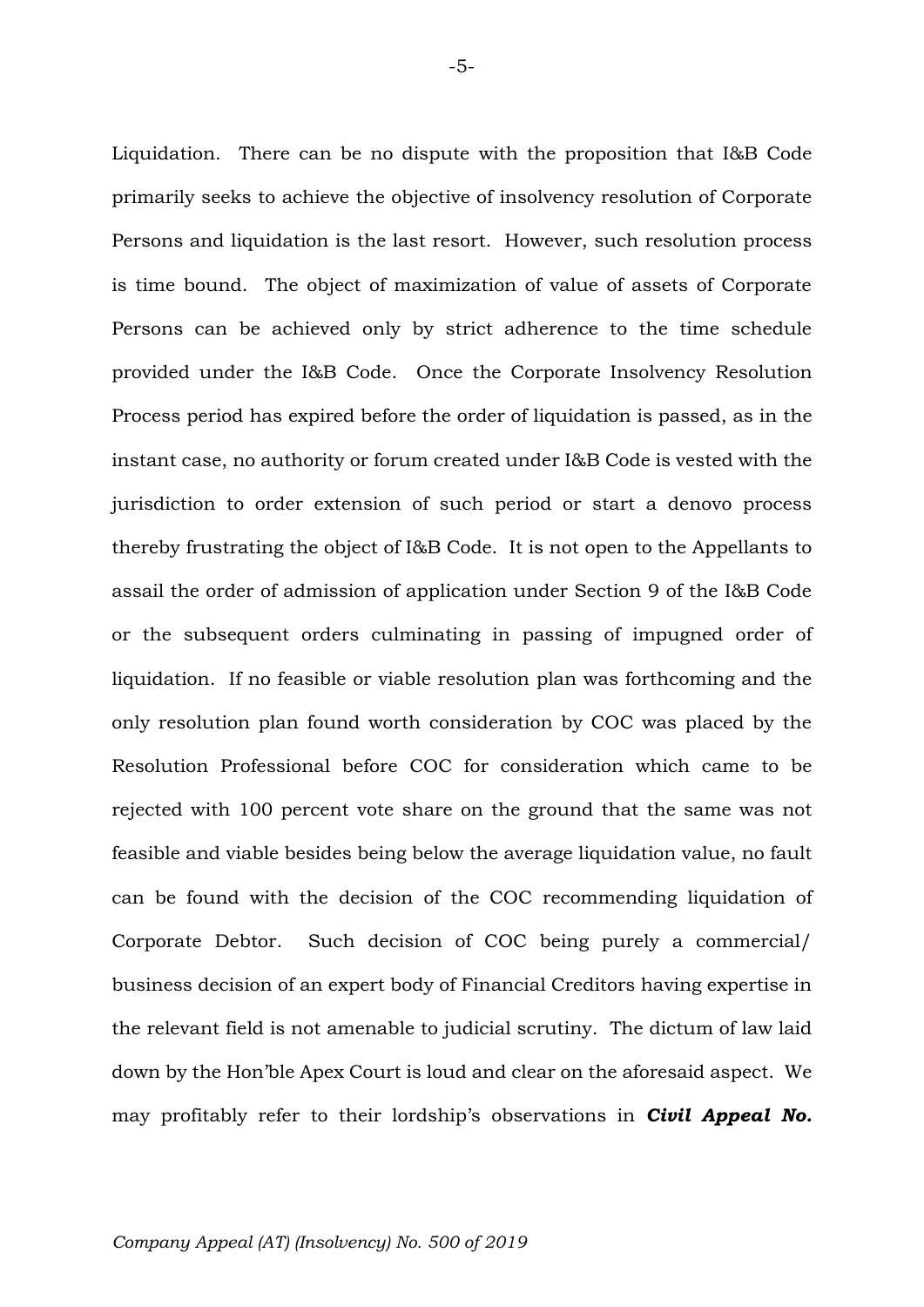Liquidation. There can be no dispute with the proposition that I&B Code primarily seeks to achieve the objective of insolvency resolution of Corporate Persons and liquidation is the last resort. However, such resolution process is time bound. The object of maximization of value of assets of Corporate Persons can be achieved only by strict adherence to the time schedule provided under the I&B Code. Once the Corporate Insolvency Resolution Process period has expired before the order of liquidation is passed, as in the instant case, no authority or forum created under I&B Code is vested with the jurisdiction to order extension of such period or start a denovo process thereby frustrating the object of I&B Code. It is not open to the Appellants to assail the order of admission of application under Section 9 of the I&B Code or the subsequent orders culminating in passing of impugned order of liquidation. If no feasible or viable resolution plan was forthcoming and the only resolution plan found worth consideration by COC was placed by the Resolution Professional before COC for consideration which came to be rejected with 100 percent vote share on the ground that the same was not feasible and viable besides being below the average liquidation value, no fault can be found with the decision of the COC recommending liquidation of Corporate Debtor. Such decision of COC being purely a commercial/ business decision of an expert body of Financial Creditors having expertise in the relevant field is not amenable to judicial scrutiny. The dictum of law laid down by the Hon'ble Apex Court is loud and clear on the aforesaid aspect. We may profitably refer to their lordship's observations in ***Civil Appeal No.***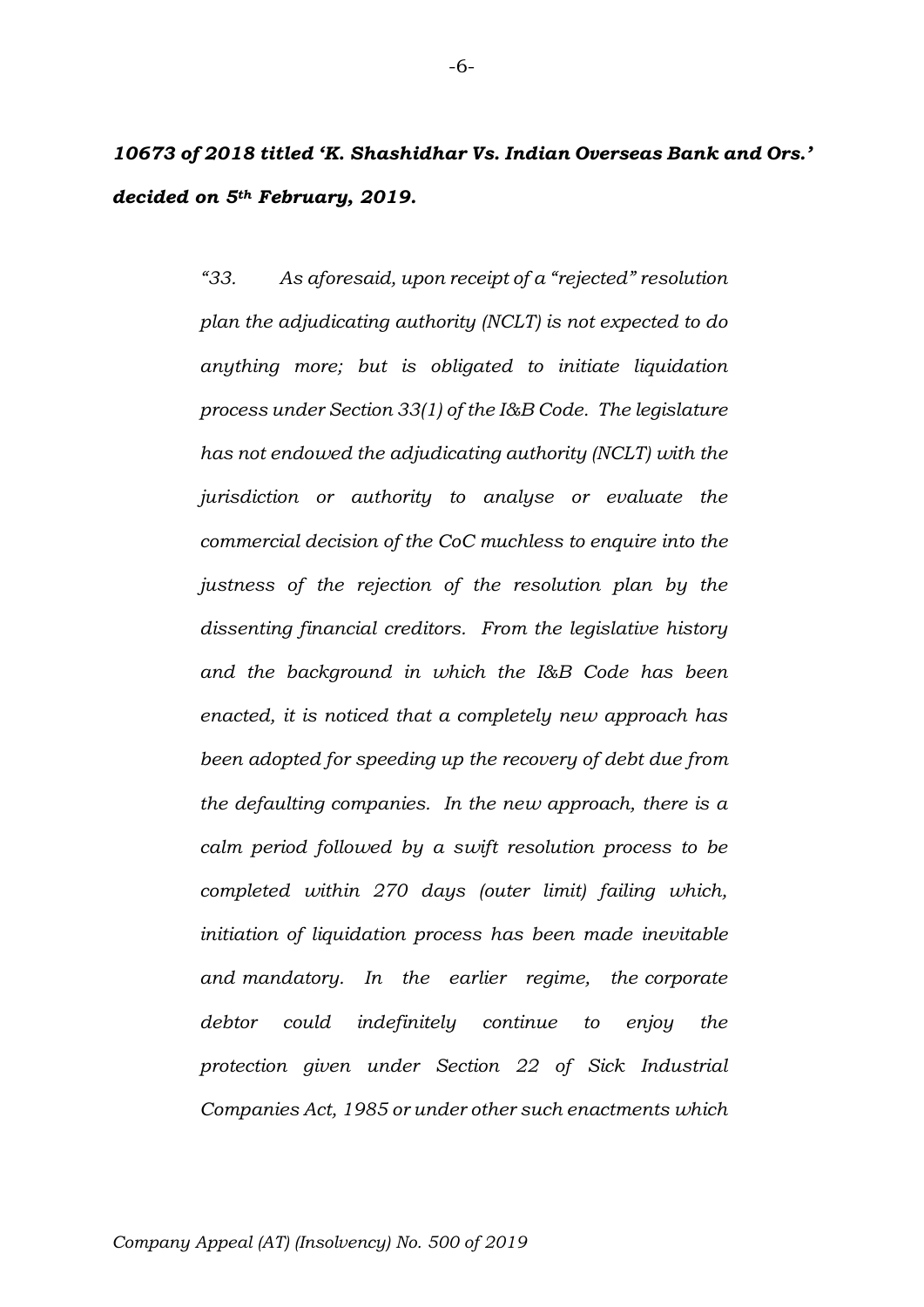***10673 of 2018 titled 'K. Shashidhar Vs. Indian Overseas Bank and Ors.' decided on 5th February, 2019.***

> *"33. As aforesaid, upon receipt of a "rejected" resolution plan the adjudicating authority (NCLT) is not expected to do anything more; but is obligated to initiate liquidation process under Section 33(1) of the I&B Code. The legislature has not endowed the adjudicating authority (NCLT) with the jurisdiction or authority to analyse or evaluate the commercial decision of the CoC muchless to enquire into the justness of the rejection of the resolution plan by the dissenting financial creditors. From the legislative history and the background in which the I&B Code has been enacted, it is noticed that a completely new approach has been adopted for speeding up the recovery of debt due from the defaulting companies. In the new approach, there is a calm period followed by a swift resolution process to be completed within 270 days (outer limit) failing which, initiation of liquidation process has been made inevitable and mandatory. In the earlier regime, the corporate debtor could indefinitely continue to enjoy the protection given under Section 22 of Sick Industrial Companies Act, 1985 or under other such enactments which*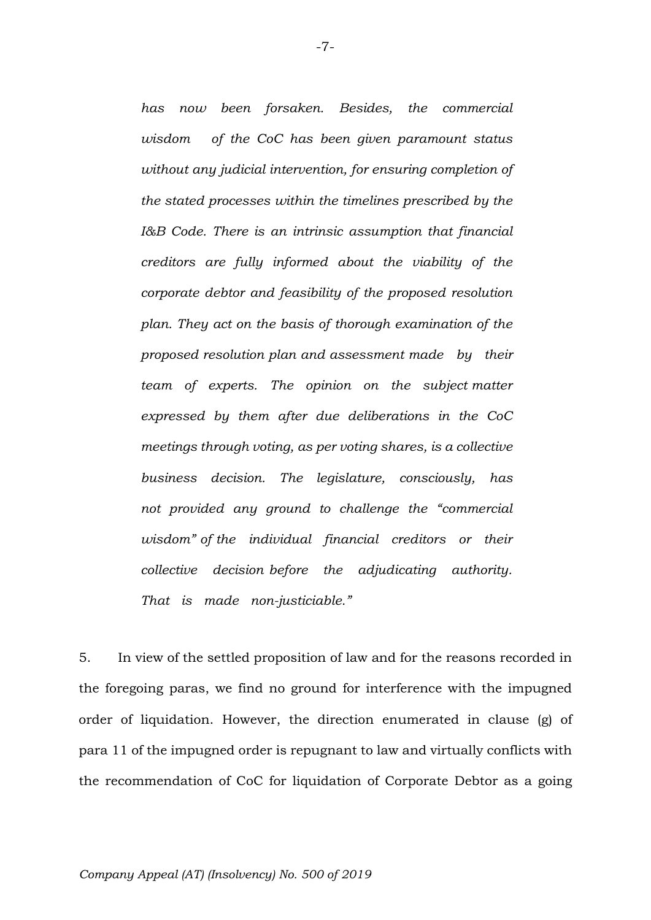*has now been forsaken. Besides, the commercial wisdom of the CoC has been given paramount status without any judicial intervention, for ensuring completion of the stated processes within the timelines prescribed by the I&B Code. There is an intrinsic assumption that financial creditors are fully informed about the viability of the corporate debtor and feasibility of the proposed resolution plan. They act on the basis of thorough examination of the proposed resolution plan and assessment made by their team of experts. The opinion on the subject matter expressed by them after due deliberations in the CoC meetings through voting, as per voting shares, is a collective business decision. The legislature, consciously, has not provided any ground to challenge the "commercial wisdom" of the individual financial creditors or their collective decision before the adjudicating authority. That is made non-justiciable."*

5. In view of the settled proposition of law and for the reasons recorded in the foregoing paras, we find no ground for interference with the impugned order of liquidation. However, the direction enumerated in clause (g) of para 11 of the impugned order is repugnant to law and virtually conflicts with the recommendation of CoC for liquidation of Corporate Debtor as a going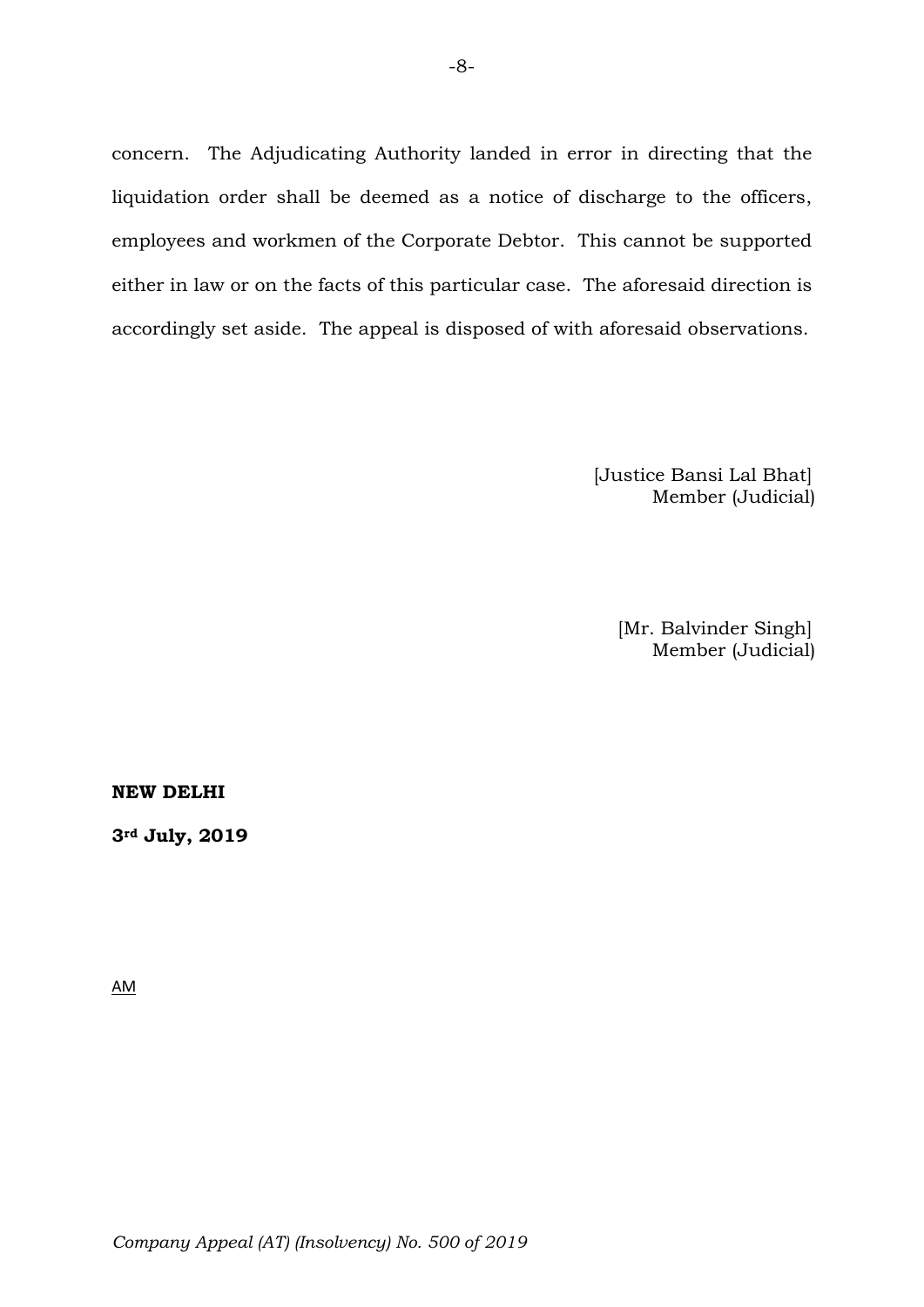concern. The Adjudicating Authority landed in error in directing that the liquidation order shall be deemed as a notice of discharge to the officers, employees and workmen of the Corporate Debtor. This cannot be supported either in law or on the facts of this particular case. The aforesaid direction is accordingly set aside. The appeal is disposed of with aforesaid observations.

[Justice Bansi Lal Bhat]
Member (Judicial)

[Mr. Balvinder Singh]
Member (Judicial)

**NEW DELHI**

**3rd July, 2019**

AM